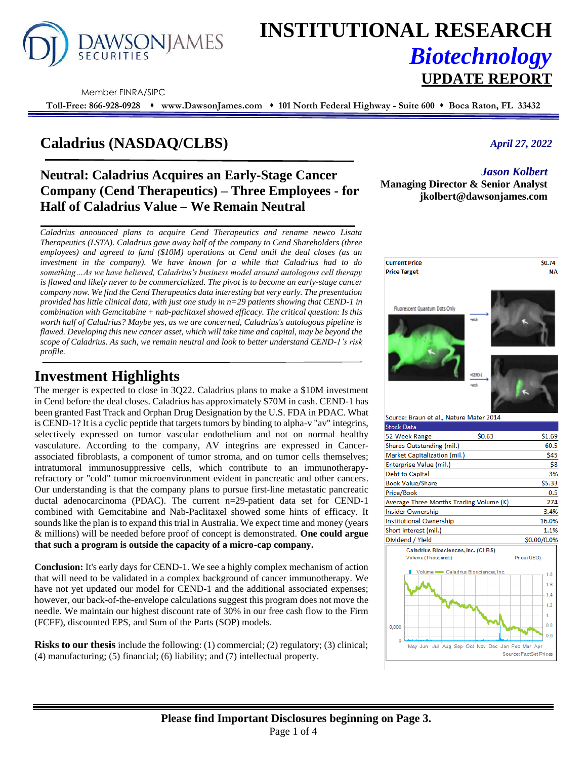# INSTITUTIONAL RESEARCH

## *Biotechnology*

## UPDATE REPORT

Member FINRA/SIPC

**Toll-Free: 866-928-0928 ♦ www.DawsonJames.com ♦ 101 North Federal Highway - Suite 600 ♦ Boca Raton, FL 33432**

# Caladrius (NASDAQ/CLBS)

*April 27, 2022*

## Neutral: Caladrius Acquires an Early-Stage Cancer Company (Cend Therapeutics) – Three Employees - for Half of Caladrius Value – We Remain Neutral

***Jason Kolbert***
**Managing Director & Senior Analyst**
**jkolbert@dawsonjames.com**

*Caladrius announced plans to acquire Cend Therapeutics and rename newco Lisata Therapeutics (LSTA). Caladrius gave away half of the company to Cend Shareholders (three employees) and agreed to fund ($10M) operations at Cend until the deal closes (as an investment in the company). We have known for a while that Caladrius had to do something…As we have believed, Caladrius's business model around autologous cell therapy is flawed and likely never to be commercialized. The pivot is to become an early-stage cancer company now. We find the Cend Therapeutics data interesting but very early. The presentation provided has little clinical data, with just one study in n=29 patients showing that CEND-1 in combination with Gemcitabine + nab-paclitaxel showed efficacy. The critical question: Is this worth half of Caladrius? Maybe yes, as we are concerned, Caladrius's autologous pipeline is flawed. Developing this new cancer asset, which will take time and capital, may be beyond the scope of Caladrius. As such, we remain neutral and look to better understand CEND-1's risk profile.*

| | |
|---|---|
| **Current Price** | **$0.74** |
| **Price Target** | **NA** |

Source: Braun et al., Nature Mater 2014

| Stock Data | | |
|---|---|---|
| 52-Week Range | $0.63 - | $1.69 |
| Shares Outstanding (mil.) | | 60.5 |
| Market Capitalization (mil.) | | $45 |
| Enterprise Value (mil.) | | $8 |
| Debt to Capital | | 3% |
| Book Value/Share | | $5.33 |
| Price/Book | | 0.5 |
| Average Three Months Trading Volume (K) | | 274 |
| Insider Ownership | | 3.4% |
| Institutional Ownership | | 16.0% |
| Short interest (mil.) | | 1.1% |
| Dividend / Yield | | $0.00/0.0% |

Source: FactSet Prices

# Investment Highlights

The merger is expected to close in 3Q22. Caladrius plans to make a $10M investment in Cend before the deal closes. Caladrius has approximately $70M in cash. CEND-1 has been granted Fast Track and Orphan Drug Designation by the U.S. FDA in PDAC. What is CEND-1? It is a cyclic peptide that targets tumors by binding to alpha-v "av" integrins, selectively expressed on tumor vascular endothelium and not on normal healthy vasculature. According to the company, AV integrins are expressed in Cancer-associated fibroblasts, a component of tumor stroma, and on tumor cells themselves; intratumoral immunosuppressive cells, which contribute to an immunotherapy-refractory or "cold" tumor microenvironment evident in pancreatic and other cancers. Our understanding is that the company plans to pursue first-line metastatic pancreatic ductal adenocarcinoma (PDAC). The current n=29-patient data set for CEND-1 combined with Gemcitabine and Nab-Paclitaxel showed some hints of efficacy. It sounds like the plan is to expand this trial in Australia. We expect time and money (years & millions) will be needed before proof of concept is demonstrated. **One could argue that such a program is outside the capacity of a micro-cap company.**

**Conclusion:** It's early days for CEND-1. We see a highly complex mechanism of action that will need to be validated in a complex background of cancer immunotherapy. We have not yet updated our model for CEND-1 and the additional associated expenses; however, our back-of-the-envelope calculations suggest this program does not move the needle. We maintain our highest discount rate of 30% in our free cash flow to the Firm (FCFF), discounted EPS, and Sum of the Parts (SOP) models.

**Risks to our thesis** include the following: (1) commercial; (2) regulatory; (3) clinical; (4) manufacturing; (5) financial; (6) liability; and (7) intellectual property.

**Please find Important Disclosures beginning on Page 3.**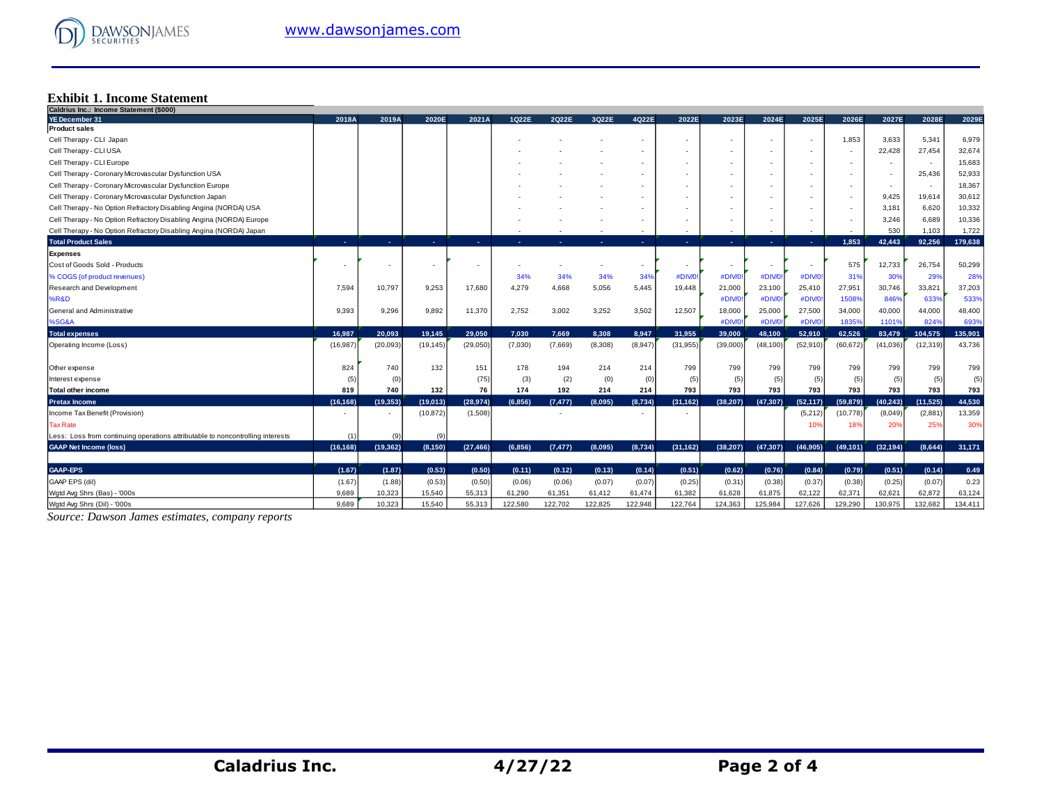## Exhibit 1. Income Statement

| Caldrius Inc.: Income Statement ($000) | | | | | | | | | | | | | | | | |
|---|---|---|---|---|---|---|---|---|---|---|---|---|---|---|---|---|
| YE December 31 | 2018A | 2019A | 2020E | 2021A | 1Q22E | 2Q22E | 3Q22E | 4Q22E | 2022E | 2023E | 2024E | 2025E | 2026E | 2027E | 2028E | 2029E |
| **Product sales** | | | | | | | | | | | | | | | | |
| Cell Therapy - CLI Japan | | | | | - | - | - | - | - | - | - | - | 1,853 | 3,633 | 5,341 | 6,979 |
| Cell Therapy - CLI USA | | | | | - | - | - | - | - | - | - | - | - | 22,428 | 27,454 | 32,674 |
| Cell Therapy - CLI Europe | | | | | - | - | - | - | - | - | - | - | - | - | - | 15,683 |
| Cell Therapy - Coronary Microvascular Dysfunction USA | | | | | - | - | - | - | - | - | - | - | - | - | 25,436 | 52,933 |
| Cell Therapy - Coronary Microvascular Dysfunction Europe | | | | | - | - | - | - | - | - | - | - | - | - | - | 18,367 |
| Cell Therapy - Coronary Microvascular Dysfunction Japan | | | | | - | - | - | - | - | - | - | - | - | 9,425 | 19,614 | 30,612 |
| Cell Therapy - No Option Refractory Disabling Angina (NORDA) USA | | | | | - | - | - | - | - | - | - | - | - | 3,181 | 6,620 | 10,332 |
| Cell Therapy - No Option Refractory Disabling Angina (NORDA) Europe | | | | | - | - | - | - | - | - | - | - | - | 3,246 | 6,689 | 10,336 |
| Cell Therapy - No Option Refractory Disabling Angina (NORDA) Japan | | | | | - | - | - | - | - | - | - | - | - | 530 | 1,103 | 1,722 |
| **Total Product Sales** | - | - | - | - | - | - | - | - | - | - | - | - | 1,853 | 42,443 | 92,256 | 179,638 |
| **Expenses** | | | | | | | | | | | | | | | | |
| Cost of Goods Sold - Products | - | - | - | - | - | - | - | - | - | - | - | - | 575 | 12,733 | 26,754 | 50,299 |
| % COGS (of product revenues) | | | | | 34% | 34% | 34% | 34% | #DIV/0! | #DIV/0! | #DIV/0! | #DIV/0! | 31% | 30% | 29% | 28% |
| Research and Development | 7,594 | 10,797 | 9,253 | 17,680 | 4,279 | 4,668 | 5,056 | 5,445 | 19,448 | 21,000 | 23,100 | 25,410 | 27,951 | 30,746 | 33,821 | 37,203 |
| %R&D | | | | | | | | | | #DIV/0! | #DIV/0! | #DIV/0! | 1508% | 846% | 633% | 533% |
| General and Administrative | 9,393 | 9,296 | 9,892 | 11,370 | 2,752 | 3,002 | 3,252 | 3,502 | 12,507 | 18,000 | 25,000 | 27,500 | 34,000 | 40,000 | 44,000 | 48,400 |
| %SG&A | | | | | | | | | | #DIV/0! | #DIV/0! | #DIV/0! | 1835% | 1101% | 824% | 693% |
| **Total expenses** | 16,987 | 20,093 | 19,145 | 29,050 | 7,030 | 7,669 | 8,308 | 8,947 | 31,955 | 39,000 | 48,100 | 52,910 | 62,526 | 83,479 | 104,575 | 135,901 |
| Operating Income (Loss) | (16,987) | (20,093) | (19,145) | (29,050) | (7,030) | (7,669) | (8,308) | (8,947) | (31,955) | (39,000) | (48,100) | (52,910) | (60,672) | (41,036) | (12,319) | 43,736 |
| | | | | | | | | | | | | | | | | |
| Other expense | 824 | 740 | 132 | 151 | 178 | 194 | 214 | 214 | 799 | 799 | 799 | 799 | 799 | 799 | 799 | 799 |
| Interest expense | (5) | (0) | | (75) | (3) | (2) | (0) | (0) | (5) | (5) | (5) | (5) | (5) | (5) | (5) | (5) |
| **Total other income** | 819 | 740 | 132 | 76 | 174 | 192 | 214 | 214 | 793 | 793 | 793 | 793 | 793 | 793 | 793 | 793 |
| **Pretax Income** | (16,168) | (19,353) | (19,013) | (28,974) | (6,856) | (7,477) | (8,095) | (8,734) | (31,162) | (38,207) | (47,307) | (52,117) | (59,879) | (40,243) | (11,525) | 44,530 |
| Income Tax Benefit (Provision) | - | - | (10,872) | (1,508) | | - | | - | - | | | (5,212) | (10,778) | (8,049) | (2,881) | 13,359 |
| Tax Rate | | | | | | | | | | | | 10% | 18% | 20% | 25% | 30% |
| Less: Loss from continuing operations attributable to noncontrolling interests | (1) | (9) | (9) | | | | | | | | | | | | | |
| **GAAP Net Income (loss)** | (16,168) | (19,362) | (8,150) | (27,466) | (6,856) | (7,477) | (8,095) | (8,734) | (31,162) | (38,207) | (47,307) | (46,905) | (49,101) | (32,194) | (8,644) | 31,171 |
| | | | | | | | | | | | | | | | | |
| **GAAP-EPS** | (1.67) | (1.87) | (0.53) | (0.50) | (0.11) | (0.12) | (0.13) | (0.14) | (0.51) | (0.62) | (0.76) | (0.84) | (0.79) | (0.51) | (0.14) | 0.49 |
| GAAP EPS (dil) | (1.67) | (1.88) | (0.53) | (0.50) | (0.06) | (0.06) | (0.07) | (0.07) | (0.25) | (0.31) | (0.38) | (0.37) | (0.38) | (0.25) | (0.07) | 0.23 |
| Wgtd Avg Shrs (Bas) - '000s | 9,689 | 10,323 | 15,540 | 55,313 | 61,290 | 61,351 | 61,412 | 61,474 | 61,382 | 61,628 | 61,875 | 62,122 | 62,371 | 62,621 | 62,872 | 63,124 |
| Wgtd Avg Shrs (Dil) - '000s | 9,689 | 10,323 | 15,540 | 55,313 | 122,580 | 122,702 | 122,825 | 122,948 | 122,764 | 124,363 | 125,984 | 127,626 | 129,290 | 130,975 | 132,682 | 134,411 |

*Source: Dawson James estimates, company reports*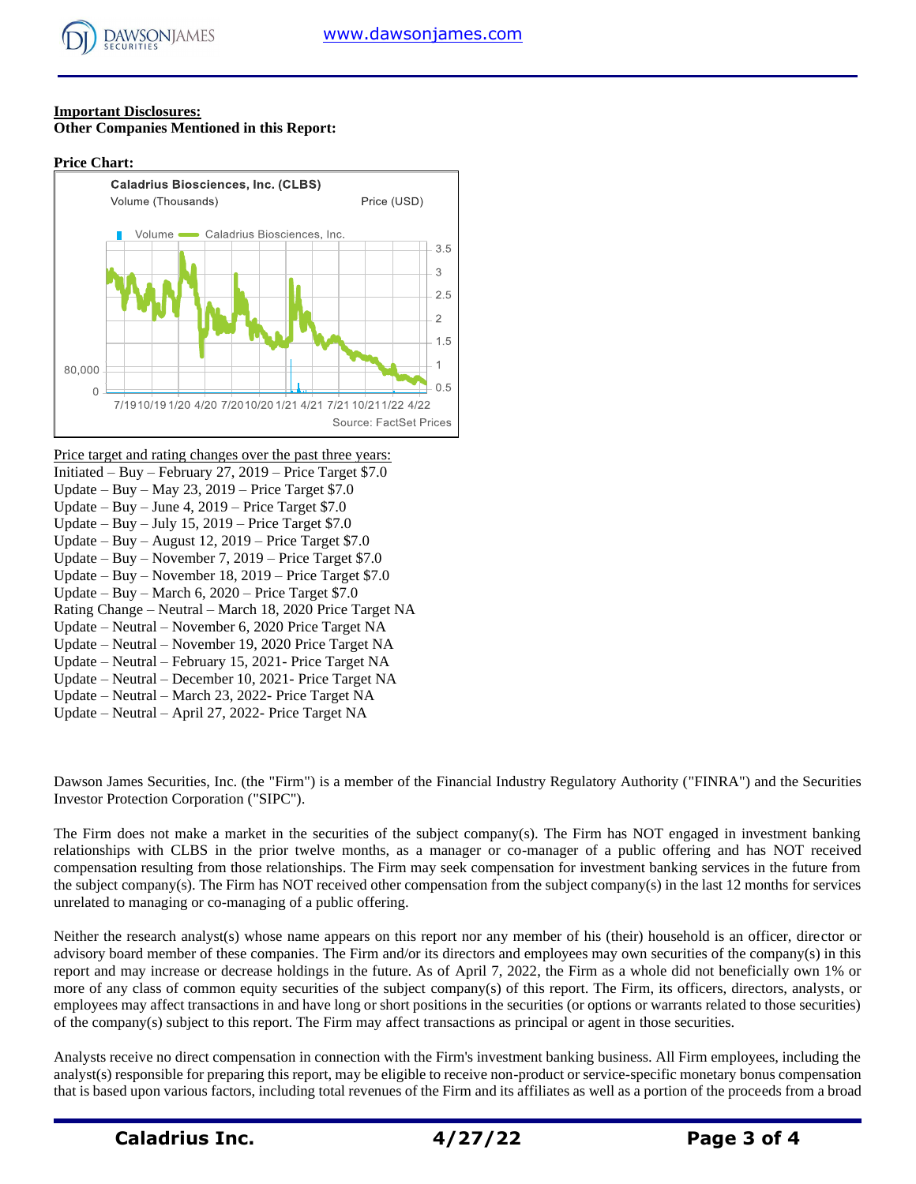**Important Disclosures:**

**Other Companies Mentioned in this Report:**

**Price Chart:**

Caladrius Biosciences, Inc. (CLBS)

Volume (Thousands) Price (USD)

Volume Caladrius Biosciences, Inc.

Source: FactSet Prices

Price target and rating changes over the past three years:

Initiated – Buy – February 27, 2019 – Price Target $7.0
Update – Buy – May 23, 2019 – Price Target $7.0
Update – Buy – June 4, 2019 – Price Target $7.0
Update – Buy – July 15, 2019 – Price Target $7.0
Update – Buy – August 12, 2019 – Price Target $7.0
Update – Buy – November 7, 2019 – Price Target $7.0
Update – Buy – November 18, 2019 – Price Target $7.0
Update – Buy – March 6, 2020 – Price Target $7.0
Rating Change – Neutral – March 18, 2020 Price Target NA
Update – Neutral – November 6, 2020 Price Target NA
Update – Neutral – November 19, 2020 Price Target NA
Update – Neutral – February 15, 2021- Price Target NA
Update – Neutral – December 10, 2021- Price Target NA
Update – Neutral – March 23, 2022- Price Target NA
Update – Neutral – April 27, 2022- Price Target NA

Dawson James Securities, Inc. (the "Firm") is a member of the Financial Industry Regulatory Authority ("FINRA") and the Securities Investor Protection Corporation ("SIPC").

The Firm does not make a market in the securities of the subject company(s). The Firm has NOT engaged in investment banking relationships with CLBS in the prior twelve months, as a manager or co-manager of a public offering and has NOT received compensation resulting from those relationships. The Firm may seek compensation for investment banking services in the future from the subject company(s). The Firm has NOT received other compensation from the subject company(s) in the last 12 months for services unrelated to managing or co-managing of a public offering.

Neither the research analyst(s) whose name appears on this report nor any member of his (their) household is an officer, director or advisory board member of these companies. The Firm and/or its directors and employees may own securities of the company(s) in this report and may increase or decrease holdings in the future. As of April 7, 2022, the Firm as a whole did not beneficially own 1% or more of any class of common equity securities of the subject company(s) of this report. The Firm, its officers, directors, analysts, or employees may affect transactions in and have long or short positions in the securities (or options or warrants related to those securities) of the company(s) subject to this report. The Firm may affect transactions as principal or agent in those securities.

Analysts receive no direct compensation in connection with the Firm's investment banking business. All Firm employees, including the analyst(s) responsible for preparing this report, may be eligible to receive non-product or service-specific monetary bonus compensation that is based upon various factors, including total revenues of the Firm and its affiliates as well as a portion of the proceeds from a broad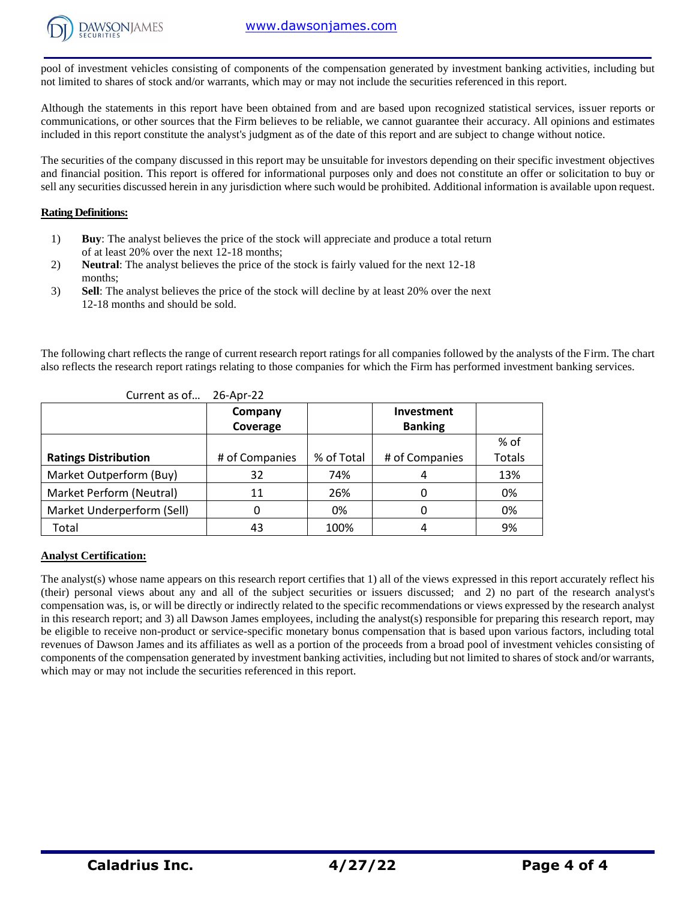pool of investment vehicles consisting of components of the compensation generated by investment banking activities, including but not limited to shares of stock and/or warrants, which may or may not include the securities referenced in this report.

Although the statements in this report have been obtained from and are based upon recognized statistical services, issuer reports or communications, or other sources that the Firm believes to be reliable, we cannot guarantee their accuracy. All opinions and estimates included in this report constitute the analyst's judgment as of the date of this report and are subject to change without notice.

The securities of the company discussed in this report may be unsuitable for investors depending on their specific investment objectives and financial position. This report is offered for informational purposes only and does not constitute an offer or solicitation to buy or sell any securities discussed herein in any jurisdiction where such would be prohibited. Additional information is available upon request.

**Rating Definitions:**

1) **Buy**: The analyst believes the price of the stock will appreciate and produce a total return of at least 20% over the next 12-18 months;
2) **Neutral**: The analyst believes the price of the stock is fairly valued for the next 12-18 months;
3) **Sell**: The analyst believes the price of the stock will decline by at least 20% over the next 12-18 months and should be sold.

The following chart reflects the range of current research report ratings for all companies followed by the analysts of the Firm. The chart also reflects the research report ratings relating to those companies for which the Firm has performed investment banking services.

Current as of... 26-Apr-22

| | Company Coverage | | Investment Banking | |
|---|---|---|---|---|
| **Ratings Distribution** | # of Companies | % of Total | # of Companies | % of Totals |
| Market Outperform (Buy) | 32 | 74% | 4 | 13% |
| Market Perform (Neutral) | 11 | 26% | 0 | 0% |
| Market Underperform (Sell) | 0 | 0% | 0 | 0% |
| Total | 43 | 100% | 4 | 9% |

**Analyst Certification:**

The analyst(s) whose name appears on this research report certifies that 1) all of the views expressed in this report accurately reflect his (their) personal views about any and all of the subject securities or issuers discussed; and 2) no part of the research analyst's compensation was, is, or will be directly or indirectly related to the specific recommendations or views expressed by the research analyst in this research report; and 3) all Dawson James employees, including the analyst(s) responsible for preparing this research report, may be eligible to receive non-product or service-specific monetary bonus compensation that is based upon various factors, including total revenues of Dawson James and its affiliates as well as a portion of the proceeds from a broad pool of investment vehicles consisting of components of the compensation generated by investment banking activities, including but not limited to shares of stock and/or warrants, which may or may not include the securities referenced in this report.